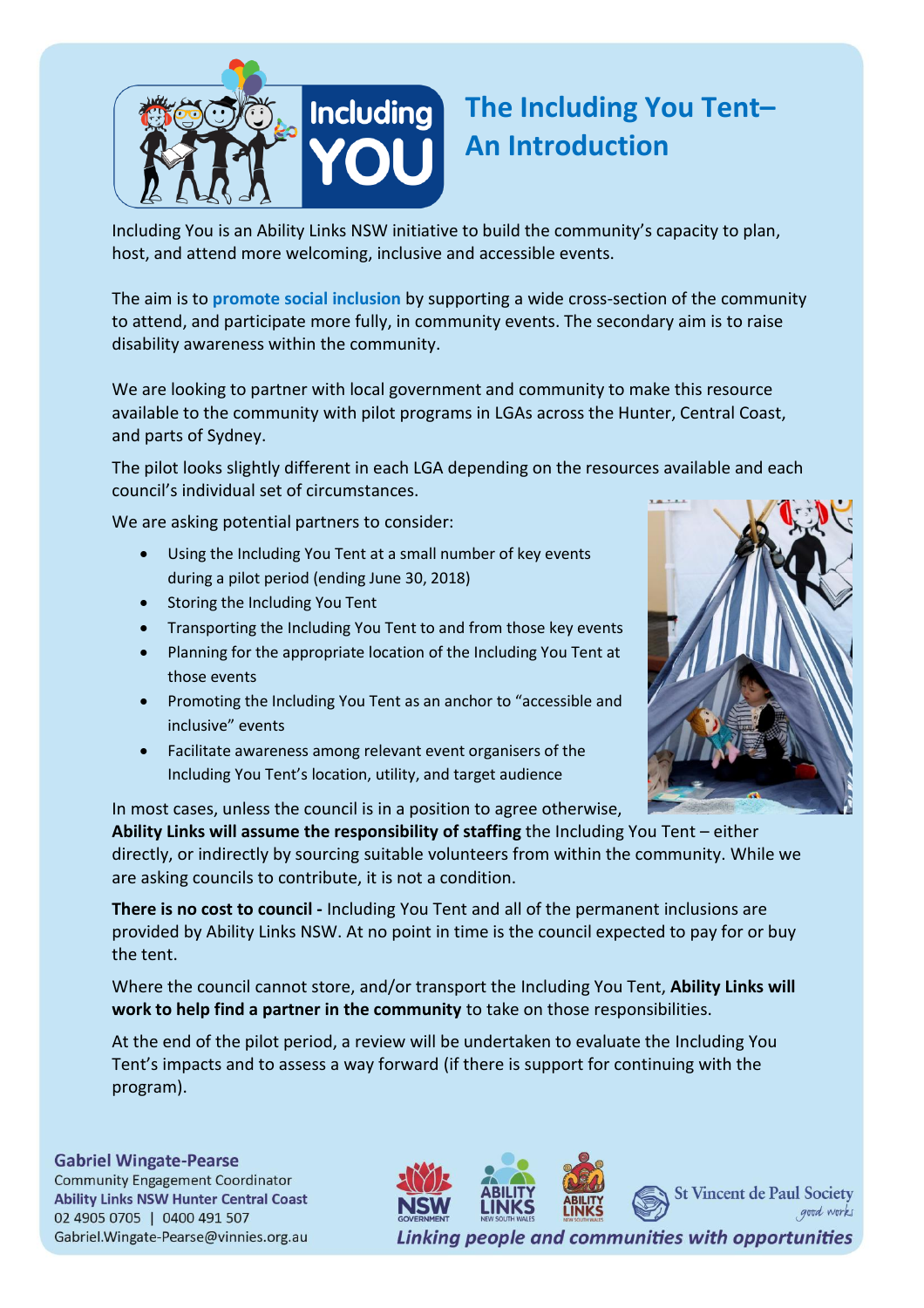# The Including You Tent– An Introduction

Including You is an Ability Links NSW initiative to build the community's capacity to plan, host, and attend more welcoming, inclusive and accessible events.

The aim is to **promote social inclusion** by supporting a wide cross-section of the community to attend, and participate more fully, in community events. The secondary aim is to raise disability awareness within the community.

We are looking to partner with local government and community to make this resource available to the community with pilot programs in LGAs across the Hunter, Central Coast, and parts of Sydney.

The pilot looks slightly different in each LGA depending on the resources available and each council's individual set of circumstances.

We are asking potential partners to consider:

- Using the Including You Tent at a small number of key events during a pilot period (ending June 30, 2018)
- Storing the Including You Tent
- Transporting the Including You Tent to and from those key events
- Planning for the appropriate location of the Including You Tent at those events
- Promoting the Including You Tent as an anchor to "accessible and inclusive" events
- Facilitate awareness among relevant event organisers of the Including You Tent's location, utility, and target audience

In most cases, unless the council is in a position to agree otherwise, **Ability Links will assume the responsibility of staffing** the Including You Tent – either directly, or indirectly by sourcing suitable volunteers from within the community. While we are asking councils to contribute, it is not a condition.

**There is no cost to council -** Including You Tent and all of the permanent inclusions are provided by Ability Links NSW. At no point in time is the council expected to pay for or buy the tent.

Where the council cannot store, and/or transport the Including You Tent, **Ability Links will work to help find a partner in the community** to take on those responsibilities.

At the end of the pilot period, a review will be undertaken to evaluate the Including You Tent's impacts and to assess a way forward (if there is support for continuing with the program).

**Gabriel Wingate-Pearse**
Community Engagement Coordinator
**Ability Links NSW Hunter Central Coast**
02 4905 0705 | 0400 491 507
Gabriel.Wingate-Pearse@vinnies.org.au

*Linking people and communities with opportunities*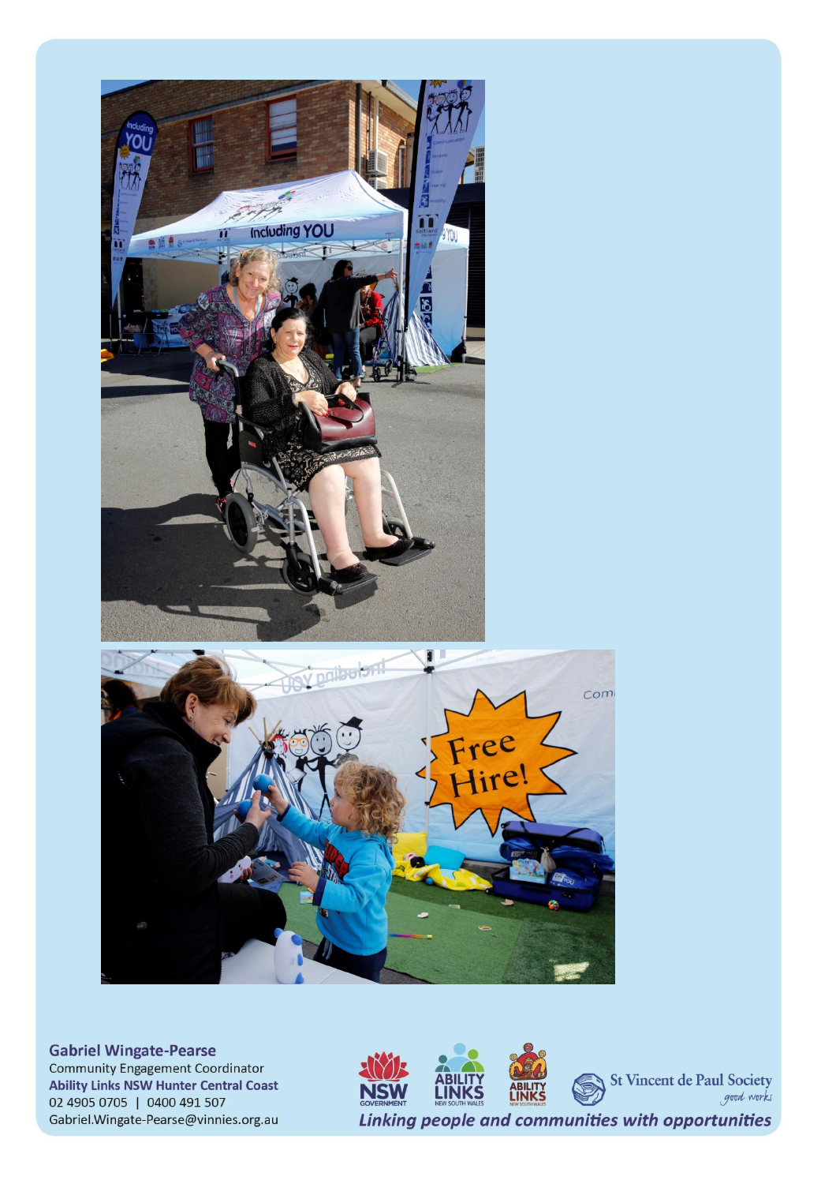**Gabriel Wingate-Pearse**
Community Engagement Coordinator
**Ability Links NSW Hunter Central Coast**
02 4905 0705 | 0400 491 507
Gabriel.Wingate-Pearse@vinnies.org.au

*Linking people and communities with opportunities*